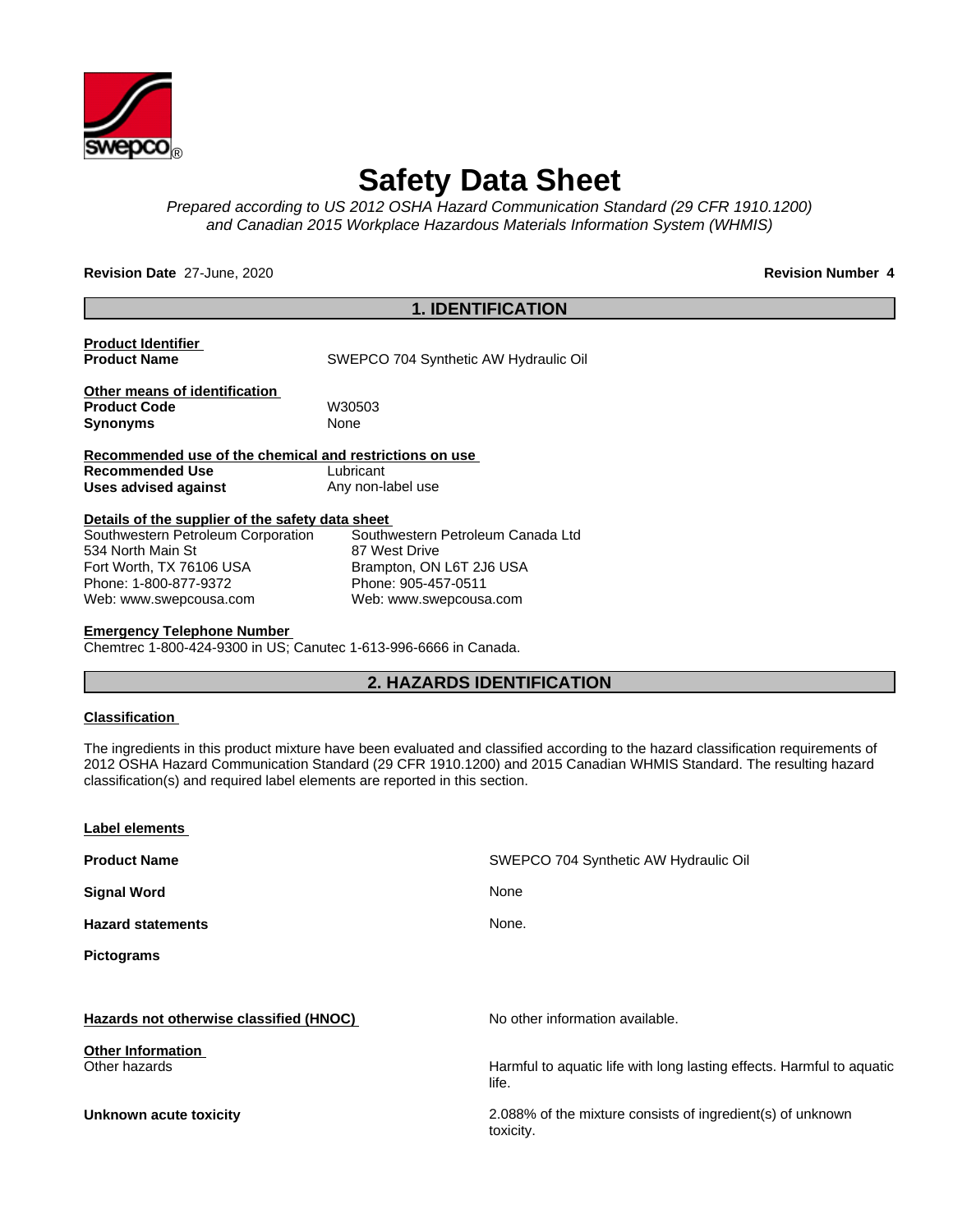# Safety Data Sheet

*Prepared according to US 2012 OSHA Hazard Communication Standard (29 CFR 1910.1200) and Canadian 2015 Workplace Hazardous Materials Information System (WHMIS)*

**Revision Date** 27-June, 2020 **Revision Number 4**

## 1. IDENTIFICATION

**Product Identifier**

**Product Name** SWEPCO 704 Synthetic AW Hydraulic Oil

**Other means of identification**

**Product Code** W30503

**Synonyms** None

**Recommended use of the chemical and restrictions on use**

**Recommended Use** Lubricant

**Uses advised against** Any non-label use

**Details of the supplier of the safety data sheet**

Southwestern Petroleum Corporation
534 North Main St
Fort Worth, TX 76106 USA
Phone: 1-800-877-9372
Web: www.swepcousa.com

Southwestern Petroleum Canada Ltd
87 West Drive
Brampton, ON L6T 2J6 USA
Phone: 905-457-0511
Web: www.swepcousa.com

**Emergency Telephone Number**

Chemtrec 1-800-424-9300 in US; Canutec 1-613-996-6666 in Canada.

## 2. HAZARDS IDENTIFICATION

**Classification**

The ingredients in this product mixture have been evaluated and classified according to the hazard classification requirements of 2012 OSHA Hazard Communication Standard (29 CFR 1910.1200) and 2015 Canadian WHMIS Standard. The resulting hazard classification(s) and required label elements are reported in this section.

**Label elements**

**Product Name** SWEPCO 704 Synthetic AW Hydraulic Oil

**Signal Word** None

**Hazard statements** None.

**Pictograms**

**Hazards not otherwise classified (HNOC)** No other information available.

**Other Information**

Other hazards: Harmful to aquatic life with long lasting effects. Harmful to aquatic life.

**Unknown acute toxicity** 2.088% of the mixture consists of ingredient(s) of unknown toxicity.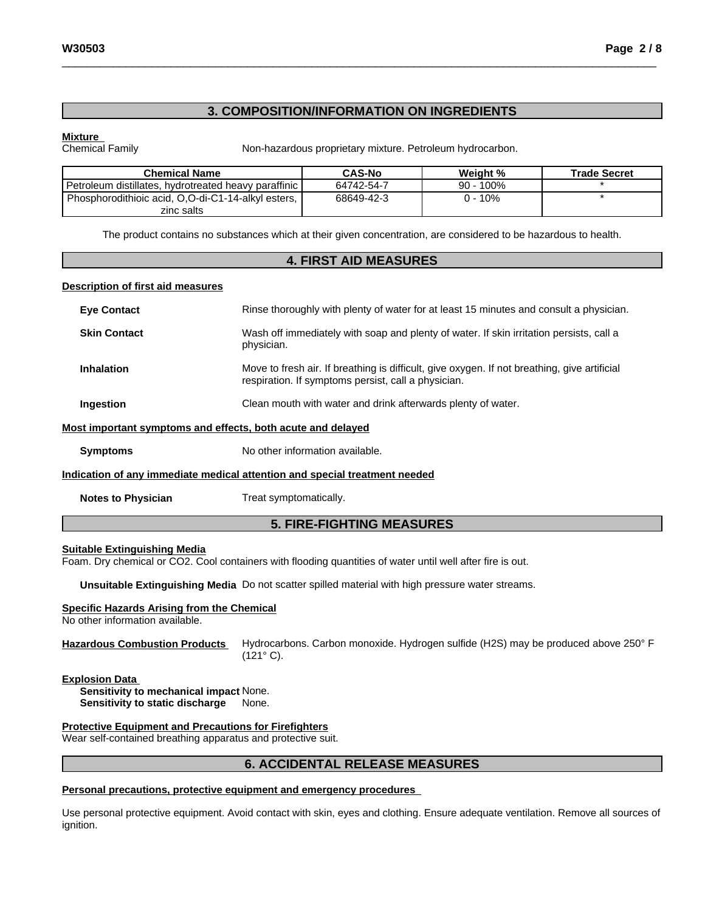## 3. COMPOSITION/INFORMATION ON INGREDIENTS

**Mixture**

Chemical Family: Non-hazardous proprietary mixture. Petroleum hydrocarbon.

| Chemical Name | CAS-No | Weight % | Trade Secret |
|---|---|---|---|
| Petroleum distillates, hydrotreated heavy paraffinic | 64742-54-7 | 90 - 100% | * |
| Phosphorodithioic acid, O,O-di-C1-14-alkyl esters, zinc salts | 68649-42-3 | 0 - 10% | * |

The product contains no substances which at their given concentration, are considered to be hazardous to health.

## 4. FIRST AID MEASURES

**Description of first aid measures**

**Eye Contact** Rinse thoroughly with plenty of water for at least 15 minutes and consult a physician.

**Skin Contact** Wash off immediately with soap and plenty of water. If skin irritation persists, call a physician.

**Inhalation** Move to fresh air. If breathing is difficult, give oxygen. If not breathing, give artificial respiration. If symptoms persist, call a physician.

**Ingestion** Clean mouth with water and drink afterwards plenty of water.

**Most important symptoms and effects, both acute and delayed**

**Symptoms** No other information available.

**Indication of any immediate medical attention and special treatment needed**

**Notes to Physician** Treat symptomatically.

## 5. FIRE-FIGHTING MEASURES

**Suitable Extinguishing Media**

Foam. Dry chemical or $CO_2$. Cool containers with flooding quantities of water until well after fire is out.

**Unsuitable Extinguishing Media** Do not scatter spilled material with high pressure water streams.

**Specific Hazards Arising from the Chemical**

No other information available.

**Hazardous Combustion Products** Hydrocarbons. Carbon monoxide. Hydrogen sulfide ($H_2S$) may be produced above 250° F (121° C).

**Explosion Data**

**Sensitivity to mechanical impact** None.
**Sensitivity to static discharge** None.

**Protective Equipment and Precautions for Firefighters**

Wear self-contained breathing apparatus and protective suit.

## 6. ACCIDENTAL RELEASE MEASURES

**Personal precautions, protective equipment and emergency procedures**

Use personal protective equipment. Avoid contact with skin, eyes and clothing. Ensure adequate ventilation. Remove all sources of ignition.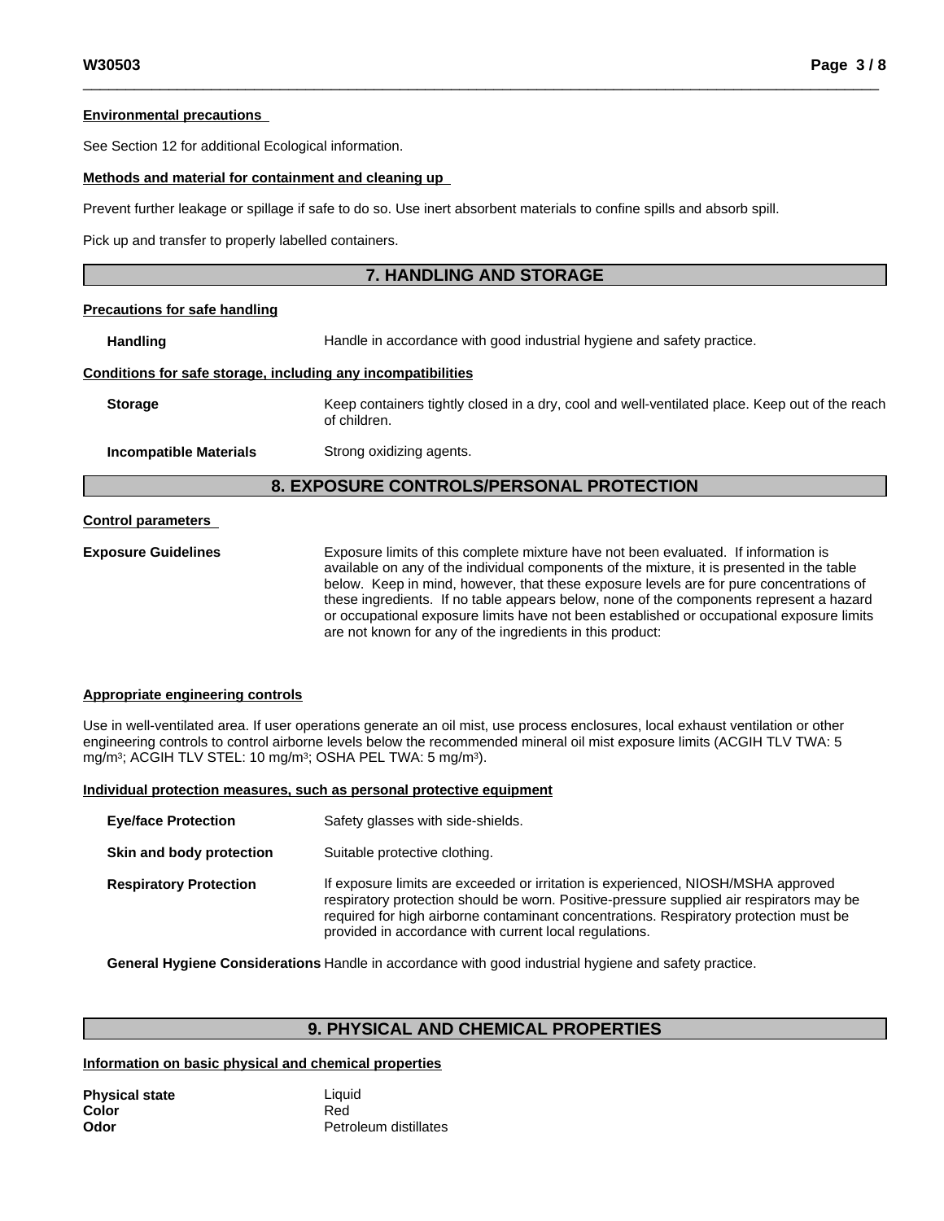**Environmental precautions**

See Section 12 for additional Ecological information.

**Methods and material for containment and cleaning up**

Prevent further leakage or spillage if safe to do so. Use inert absorbent materials to confine spills and absorb spill.

Pick up and transfer to properly labelled containers.

## 7. HANDLING AND STORAGE

**Precautions for safe handling**

**Handling** Handle in accordance with good industrial hygiene and safety practice.

**Conditions for safe storage, including any incompatibilities**

**Storage** Keep containers tightly closed in a dry, cool and well-ventilated place. Keep out of the reach of children.

**Incompatible Materials** Strong oxidizing agents.

## 8. EXPOSURE CONTROLS/PERSONAL PROTECTION

**Control parameters**

**Exposure Guidelines** Exposure limits of this complete mixture have not been evaluated. If information is available on any of the individual components of the mixture, it is presented in the table below. Keep in mind, however, that these exposure levels are for pure concentrations of these ingredients. If no table appears below, none of the components represent a hazard or occupational exposure limits have not been established or occupational exposure limits are not known for any of the ingredients in this product:

**Appropriate engineering controls**

Use in well-ventilated area. If user operations generate an oil mist, use process enclosures, local exhaust ventilation or other engineering controls to control airborne levels below the recommended mineral oil mist exposure limits (ACGIH TLV TWA: 5 mg/m$^3$; ACGIH TLV STEL: 10 mg/m$^3$; OSHA PEL TWA: 5 mg/m$^3$).

**Individual protection measures, such as personal protective equipment**

**Eye/face Protection** Safety glasses with side-shields.

**Skin and body protection** Suitable protective clothing.

**Respiratory Protection** If exposure limits are exceeded or irritation is experienced, NIOSH/MSHA approved respiratory protection should be worn. Positive-pressure supplied air respirators may be required for high airborne contaminant concentrations. Respiratory protection must be provided in accordance with current local regulations.

**General Hygiene Considerations** Handle in accordance with good industrial hygiene and safety practice.

## 9. PHYSICAL AND CHEMICAL PROPERTIES

**Information on basic physical and chemical properties**

**Physical state** Liquid
**Color** Red
**Odor** Petroleum distillates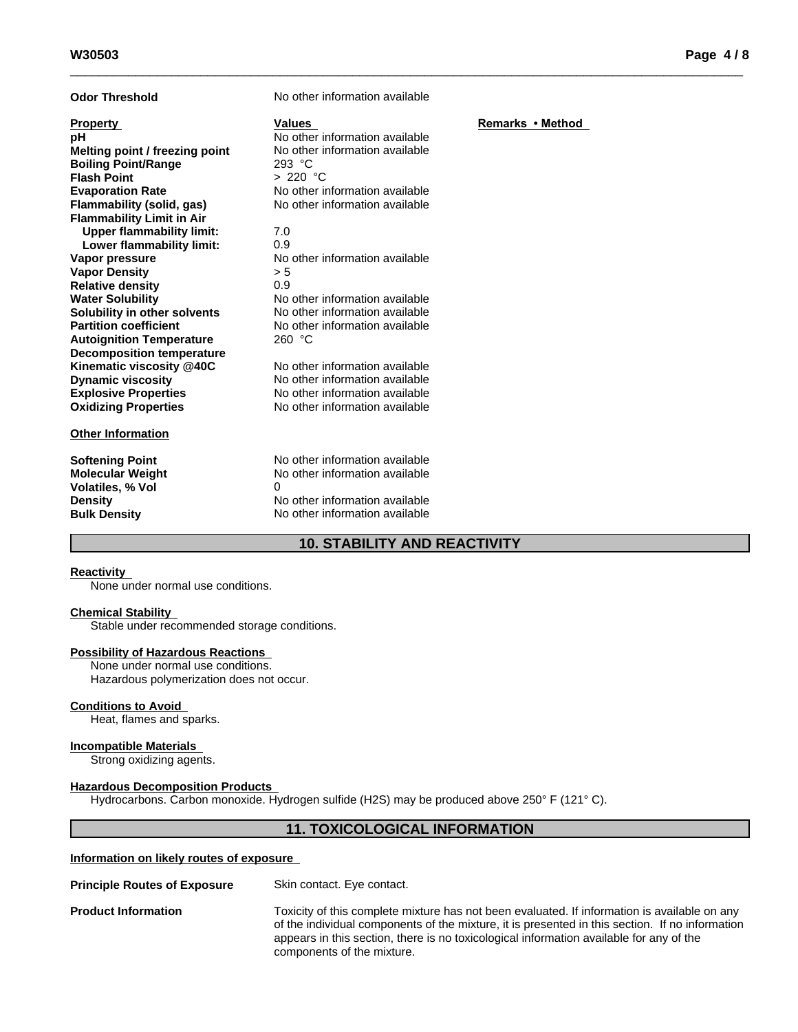| | | |
|---|---|---|
| **Odor Threshold** | No other information available | |
| **Property** | **Values** | **Remarks • Method** |
| **pH** | No other information available | |
| **Melting point / freezing point** | No other information available | |
| **Boiling Point/Range** | 293 °C | |
| **Flash Point** | > 220 °C | |
| **Evaporation Rate** | No other information available | |
| **Flammability (solid, gas)** | No other information available | |
| **Flammability Limit in Air** | | |
| **Upper flammability limit:** | 7.0 | |
| **Lower flammability limit:** | 0.9 | |
| **Vapor pressure** | No other information available | |
| **Vapor Density** | > 5 | |
| **Relative density** | 0.9 | |
| **Water Solubility** | No other information available | |
| **Solubility in other solvents** | No other information available | |
| **Partition coefficient** | No other information available | |
| **Autoignition Temperature** | 260 °C | |
| **Decomposition temperature** | | |
| **Kinematic viscosity @40C** | No other information available | |
| **Dynamic viscosity** | No other information available | |
| **Explosive Properties** | No other information available | |
| **Oxidizing Properties** | No other information available | |

**Other Information**

| | |
|---|---|
| **Softening Point** | No other information available |
| **Molecular Weight** | No other information available |
| **Volatiles, % Vol** | 0 |
| **Density** | No other information available |
| **Bulk Density** | No other information available |

## 10. STABILITY AND REACTIVITY

**Reactivity**

None under normal use conditions.

**Chemical Stability**

Stable under recommended storage conditions.

**Possibility of Hazardous Reactions**

None under normal use conditions.
Hazardous polymerization does not occur.

**Conditions to Avoid**

Heat, flames and sparks.

**Incompatible Materials**

Strong oxidizing agents.

**Hazardous Decomposition Products**

Hydrocarbons. Carbon monoxide. Hydrogen sulfide ($H_2S$) may be produced above 250° F (121° C).

## 11. TOXICOLOGICAL INFORMATION

**Information on likely routes of exposure**

**Principle Routes of Exposure** Skin contact. Eye contact.

**Product Information** Toxicity of this complete mixture has not been evaluated. If information is available on any of the individual components of the mixture, it is presented in this section. If no information appears in this section, there is no toxicological information available for any of the components of the mixture.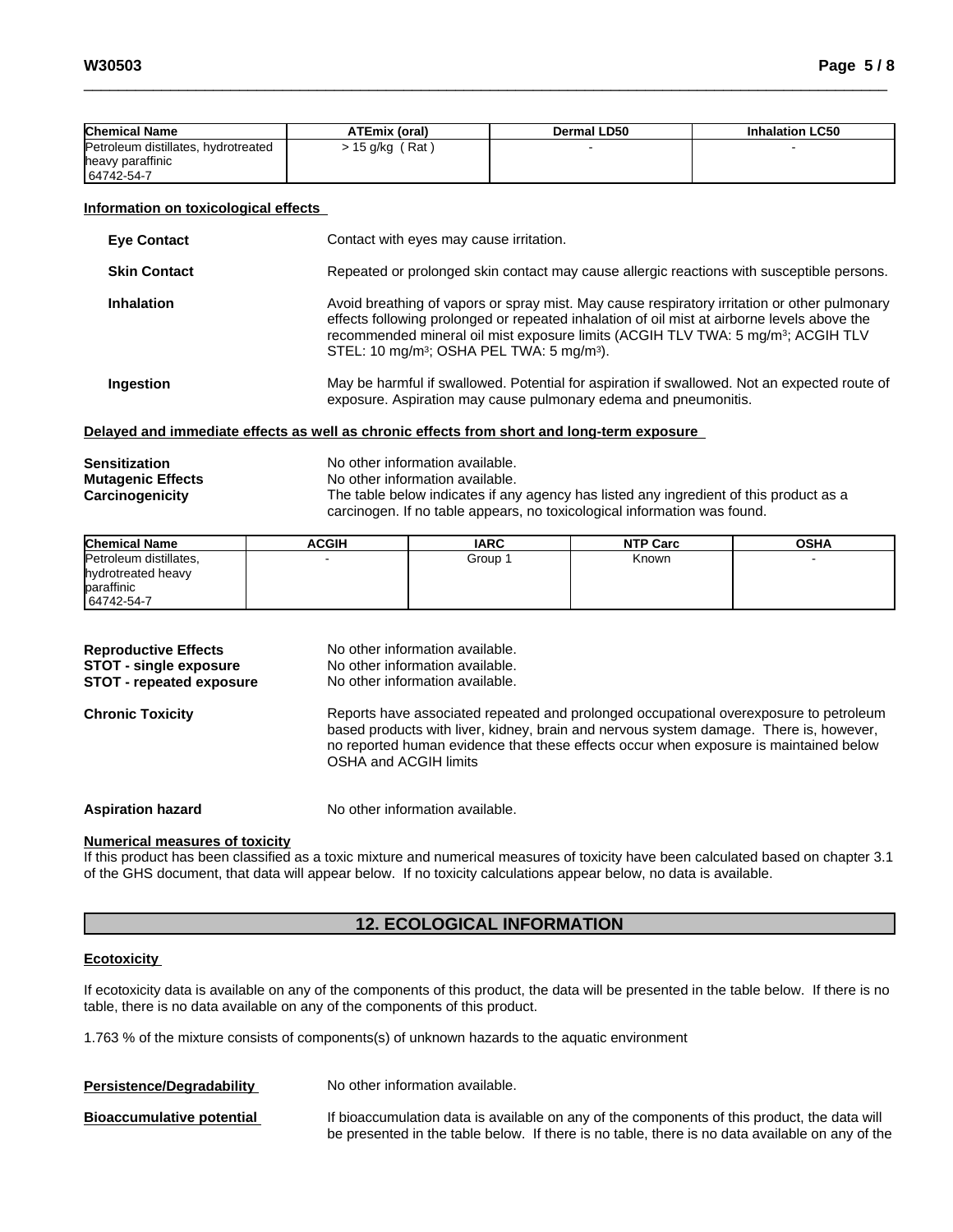| Chemical Name | ATEmix (oral) | Dermal LD50 | Inhalation LC50 |
|---|---|---|---|
| Petroleum distillates, hydrotreated heavy paraffinic 64742-54-7 | > 15 g/kg ( Rat ) | - | - |

**Information on toxicological effects**

**Eye Contact** Contact with eyes may cause irritation.

**Skin Contact** Repeated or prolonged skin contact may cause allergic reactions with susceptible persons.

**Inhalation** Avoid breathing of vapors or spray mist. May cause respiratory irritation or other pulmonary effects following prolonged or repeated inhalation of oil mist at airborne levels above the recommended mineral oil mist exposure limits (ACGIH TLV TWA: 5 mg/m$^3$; ACGIH TLV STEL: 10 mg/m$^3$; OSHA PEL TWA: 5 mg/m$^3$).

**Ingestion** May be harmful if swallowed. Potential for aspiration if swallowed. Not an expected route of exposure. Aspiration may cause pulmonary edema and pneumonitis.

**Delayed and immediate effects as well as chronic effects from short and long-term exposure**

**Sensitization** No other information available.
**Mutagenic Effects** No other information available.
**Carcinogenicity** The table below indicates if any agency has listed any ingredient of this product as a carcinogen. If no table appears, no toxicological information was found.

| Chemical Name | ACGIH | IARC | NTP Carc | OSHA |
|---|---|---|---|---|
| Petroleum distillates, hydrotreated heavy paraffinic 64742-54-7 | - | Group 1 | Known | - |

**Reproductive Effects** No other information available.
**STOT - single exposure** No other information available.
**STOT - repeated exposure** No other information available.

**Chronic Toxicity** Reports have associated repeated and prolonged occupational overexposure to petroleum based products with liver, kidney, brain and nervous system damage. There is, however, no reported human evidence that these effects occur when exposure is maintained below OSHA and ACGIH limits

**Aspiration hazard** No other information available.

**Numerical measures of toxicity**
If this product has been classified as a toxic mixture and numerical measures of toxicity have been calculated based on chapter 3.1 of the GHS document, that data will appear below. If no toxicity calculations appear below, no data is available.

## 12. ECOLOGICAL INFORMATION

**Ecotoxicity**

If ecotoxicity data is available on any of the components of this product, the data will be presented in the table below. If there is no table, there is no data available on any of the components of this product.

1.763 % of the mixture consists of components(s) of unknown hazards to the aquatic environment

**Persistence/Degradability** No other information available.

**Bioaccumulative potential** If bioaccumulation data is available on any of the components of this product, the data will be presented in the table below. If there is no table, there is no data available on any of the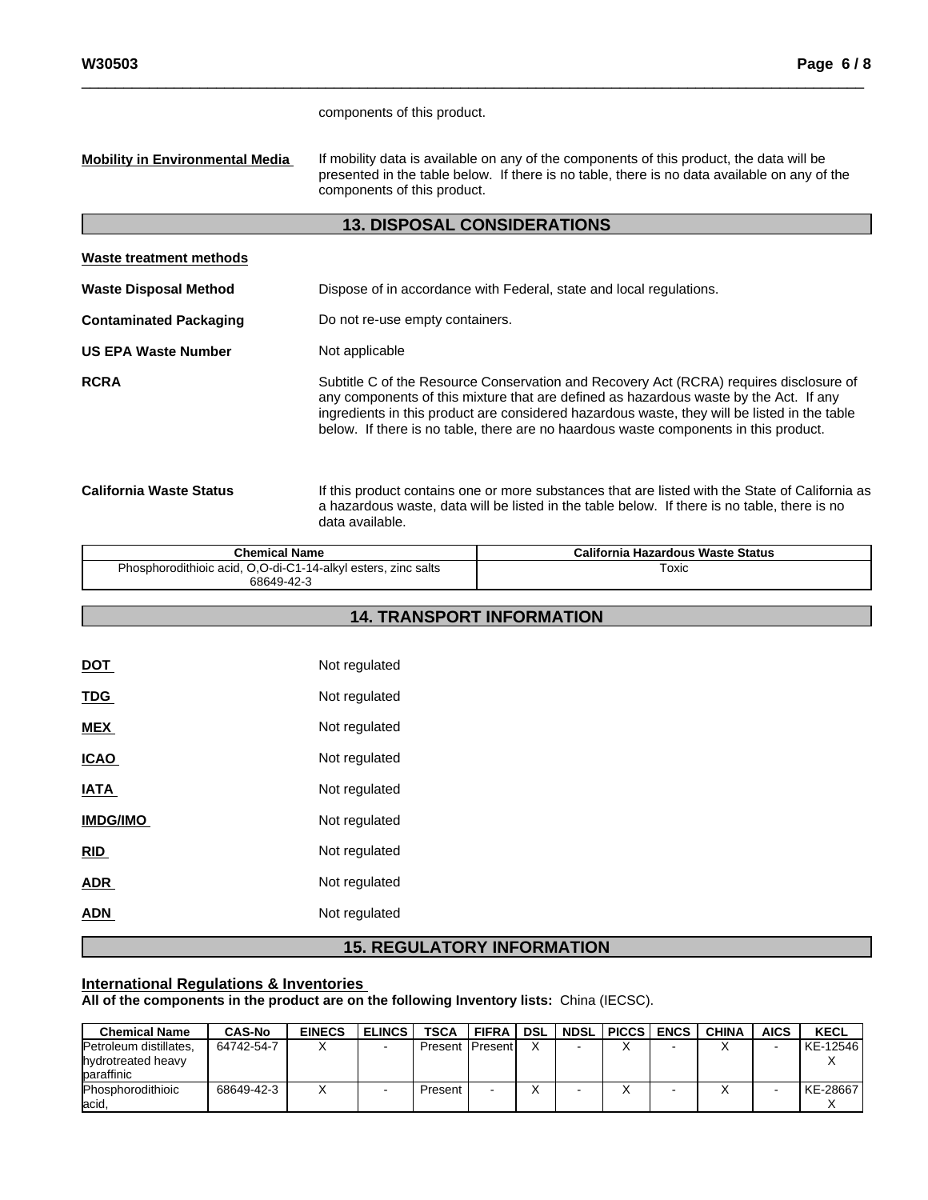components of this product.

**Mobility in Environmental Media** If mobility data is available on any of the components of this product, the data will be presented in the table below. If there is no table, there is no data available on any of the components of this product.

## 13. DISPOSAL CONSIDERATIONS

**Waste treatment methods**

**Waste Disposal Method** Dispose of in accordance with Federal, state and local regulations.

**Contaminated Packaging** Do not re-use empty containers.

**US EPA Waste Number** Not applicable

**RCRA** Subtitle C of the Resource Conservation and Recovery Act (RCRA) requires disclosure of any components of this mixture that are defined as hazardous waste by the Act. If any ingredients in this product are considered hazardous waste, they will be listed in the table below. If there is no table, there are no haardous waste components in this product.

**California Waste Status** If this product contains one or more substances that are listed with the State of California as a hazardous waste, data will be listed in the table below. If there is no table, there is no data available.

| Chemical Name | California Hazardous Waste Status |
|---|---|
| Phosphorodithioic acid, O,O-di-C1-14-alkyl esters, zinc salts 68649-42-3 | Toxic |

## 14. TRANSPORT INFORMATION

**DOT** Not regulated

**TDG** Not regulated

**MEX** Not regulated

**ICAO** Not regulated

**IATA** Not regulated

**IMDG/IMO** Not regulated

**RID** Not regulated

**ADR** Not regulated

**ADN** Not regulated

## 15. REGULATORY INFORMATION

**International Regulations & Inventories**

**All of the components in the product are on the following Inventory lists:** China (IECSC).

| Chemical Name | CAS-No | EINECS | ELINCS | TSCA | FIFRA | DSL | NDSL | PICCS | ENCS | CHINA | AICS | KECL |
|---|---|---|---|---|---|---|---|---|---|---|---|---|
| Petroleum distillates, hydrotreated heavy paraffinic | 64742-54-7 | X | - | Present | Present | X | - | X | - | X | - | KE-12546 X |
| Phosphorodithioic acid, | 68649-42-3 | X | - | Present | - | X | - | X | - | X | - | KE-28667 X |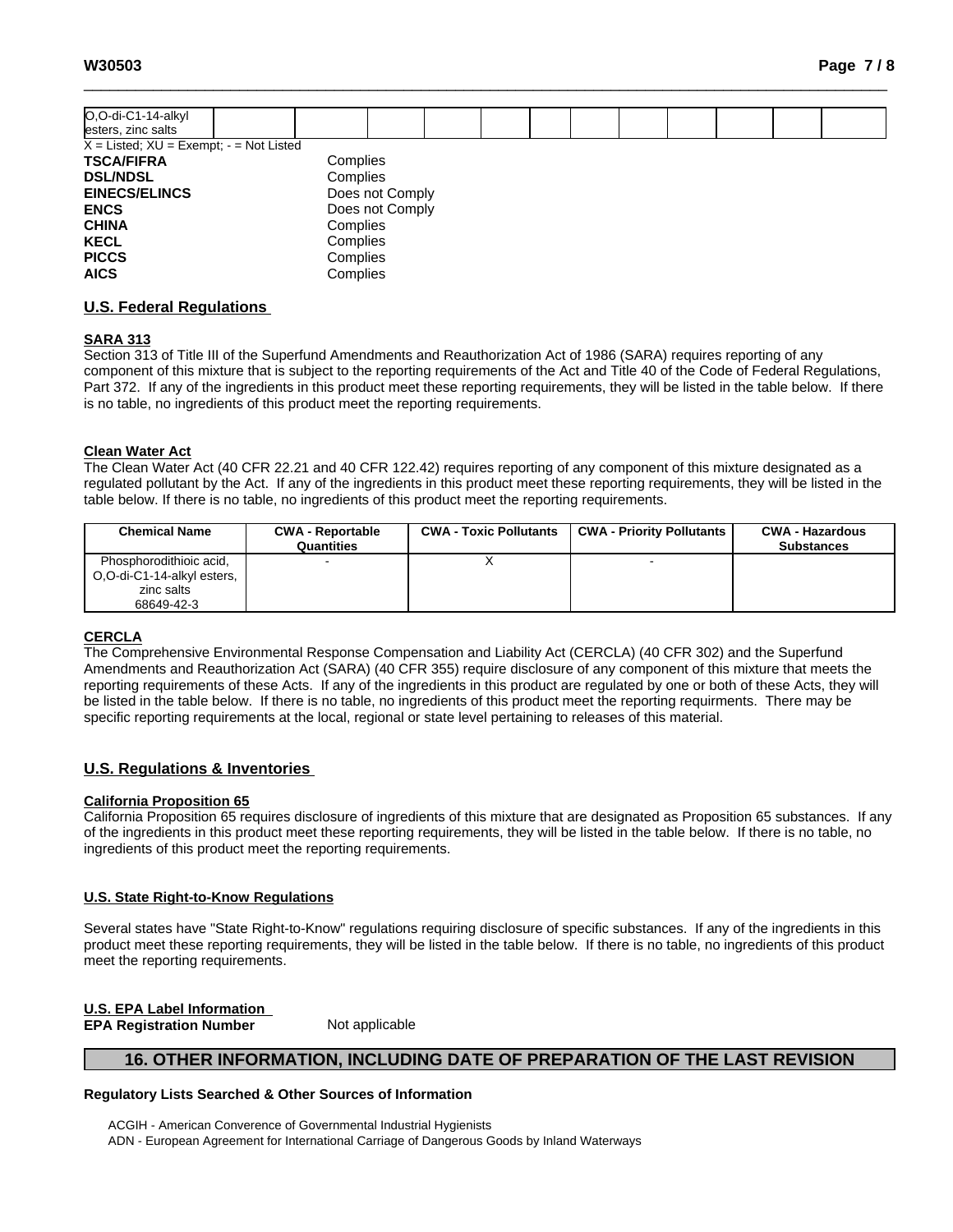| O,O-di-C1-14-alkyl esters, zinc salts | | | | | | | | | | | | | |
|---|---|---|---|---|---|---|---|---|---|---|---|---|---|

X = Listed; XU = Exempt; - = Not Listed

| | |
|---|---|
| **TSCA/FIFRA** | Complies |
| **DSL/NDSL** | Complies |
| **EINECS/ELINCS** | Does not Comply |
| **ENCS** | Does not Comply |
| **CHINA** | Complies |
| **KECL** | Complies |
| **PICCS** | Complies |
| **AICS** | Complies |

## U.S. Federal Regulations

### SARA 313

Section 313 of Title III of the Superfund Amendments and Reauthorization Act of 1986 (SARA) requires reporting of any component of this mixture that is subject to the reporting requirements of the Act and Title 40 of the Code of Federal Regulations, Part 372. If any of the ingredients in this product meet these reporting requirements, they will be listed in the table below. If there is no table, no ingredients of this product meet the reporting requirements.

### Clean Water Act

The Clean Water Act (40 CFR 22.21 and 40 CFR 122.42) requires reporting of any component of this mixture designated as a regulated pollutant by the Act. If any of the ingredients in this product meet these reporting requirements, they will be listed in the table below. If there is no table, no ingredients of this product meet the reporting requirements.

| Chemical Name | CWA - Reportable Quantities | CWA - Toxic Pollutants | CWA - Priority Pollutants | CWA - Hazardous Substances |
|---|---|---|---|---|
| Phosphorodithioic acid, O,O-di-C1-14-alkyl esters, zinc salts 68649-42-3 | - | X | - | |

### CERCLA

The Comprehensive Environmental Response Compensation and Liability Act (CERCLA) (40 CFR 302) and the Superfund Amendments and Reauthorization Act (SARA) (40 CFR 355) require disclosure of any component of this mixture that meets the reporting requirements of these Acts. If any of the ingredients in this product are regulated by one or both of these Acts, they will be listed in the table below. If there is no table, no ingredients of this product meet the reporting requirments. There may be specific reporting requirements at the local, regional or state level pertaining to releases of this material.

## U.S. Regulations & Inventories

### California Proposition 65

California Proposition 65 requires disclosure of ingredients of this mixture that are designated as Proposition 65 substances. If any of the ingredients in this product meet these reporting requirements, they will be listed in the table below. If there is no table, no ingredients of this product meet the reporting requirements.

### U.S. State Right-to-Know Regulations

Several states have "State Right-to-Know" regulations requiring disclosure of specific substances. If any of the ingredients in this product meet these reporting requirements, they will be listed in the table below. If there is no table, no ingredients of this product meet the reporting requirements.

### U.S. EPA Label Information

**EPA Registration Number** Not applicable

# 16. OTHER INFORMATION, INCLUDING DATE OF PREPARATION OF THE LAST REVISION

**Regulatory Lists Searched & Other Sources of Information**

ACGIH - American Converence of Governmental Industrial Hygienists
ADN - European Agreement for International Carriage of Dangerous Goods by Inland Waterways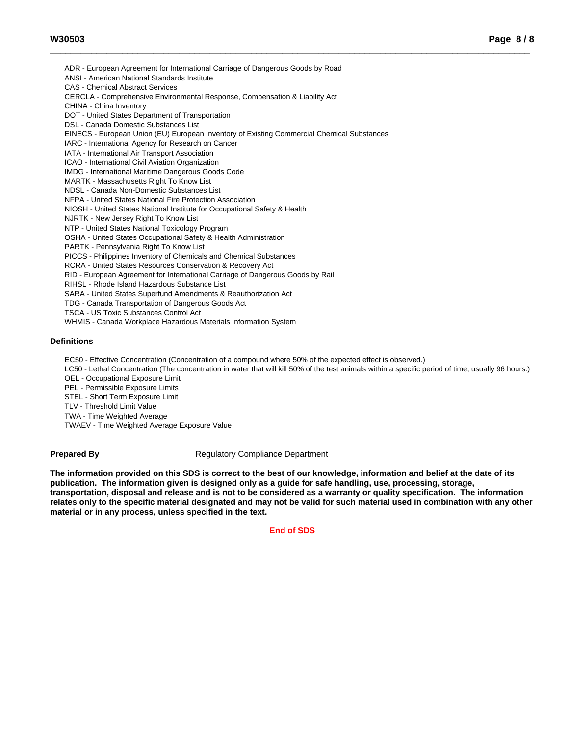ADR - European Agreement for International Carriage of Dangerous Goods by Road
ANSI - American National Standards Institute
CAS - Chemical Abstract Services
CERCLA - Comprehensive Environmental Response, Compensation & Liability Act
CHINA - China Inventory
DOT - United States Department of Transportation
DSL - Canada Domestic Substances List
EINECS - European Union (EU) European Inventory of Existing Commercial Chemical Substances
IARC - International Agency for Research on Cancer
IATA - International Air Transport Association
ICAO - International Civil Aviation Organization
IMDG - International Maritime Dangerous Goods Code
MARTK - Massachusetts Right To Know List
NDSL - Canada Non-Domestic Substances List
NFPA - United States National Fire Protection Association
NIOSH - United States National Institute for Occupational Safety & Health
NJRTK - New Jersey Right To Know List
NTP - United States National Toxicology Program
OSHA - United States Occupational Safety & Health Administration
PARTK - Pennsylvania Right To Know List
PICCS - Philippines Inventory of Chemicals and Chemical Substances
RCRA - United States Resources Conservation & Recovery Act
RID - European Agreement for International Carriage of Dangerous Goods by Rail
RIHSL - Rhode Island Hazardous Substance List
SARA - United States Superfund Amendments & Reauthorization Act
TDG - Canada Transportation of Dangerous Goods Act
TSCA - US Toxic Substances Control Act
WHMIS - Canada Workplace Hazardous Materials Information System

## Definitions

EC50 - Effective Concentration (Concentration of a compound where 50% of the expected effect is observed.)
LC50 - Lethal Concentration (The concentration in water that will kill 50% of the test animals within a specific period of time, usually 96 hours.)
OEL - Occupational Exposure Limit
PEL - Permissible Exposure Limits
STEL - Short Term Exposure Limit
TLV - Threshold Limit Value
TWA - Time Weighted Average
TWAEV - Time Weighted Average Exposure Value

**Prepared By** Regulatory Compliance Department

**The information provided on this SDS is correct to the best of our knowledge, information and belief at the date of its publication. The information given is designed only as a guide for safe handling, use, processing, storage, transportation, disposal and release and is not to be considered as a warranty or quality specification. The information relates only to the specific material designated and may not be valid for such material used in combination with any other material or in any process, unless specified in the text.**

**End of SDS**